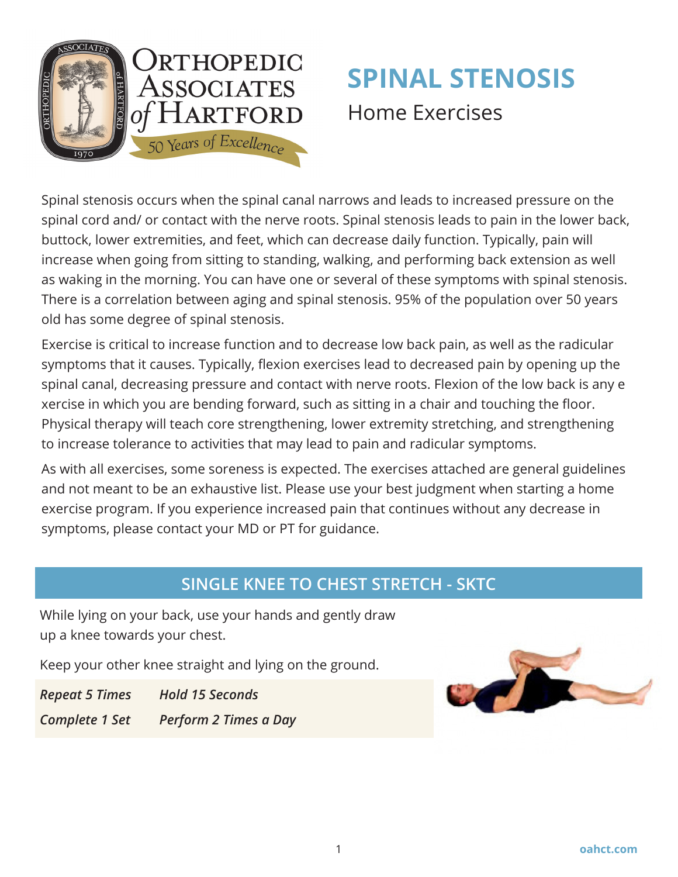Orthopedic Associates of Hartford

50 Years of Excellence

# SPINAL STENOSIS

## Home Exercises

Spinal stenosis occurs when the spinal canal narrows and leads to increased pressure on the spinal cord and/ or contact with the nerve roots. Spinal stenosis leads to pain in the lower back, buttock, lower extremities, and feet, which can decrease daily function. Typically, pain will increase when going from sitting to standing, walking, and performing back extension as well as waking in the morning. You can have one or several of these symptoms with spinal stenosis. There is a correlation between aging and spinal stenosis. 95% of the population over 50 years old has some degree of spinal stenosis.

Exercise is critical to increase function and to decrease low back pain, as well as the radicular symptoms that it causes. Typically, flexion exercises lead to decreased pain by opening up the spinal canal, decreasing pressure and contact with nerve roots. Flexion of the low back is any e xercise in which you are bending forward, such as sitting in a chair and touching the floor. Physical therapy will teach core strengthening, lower extremity stretching, and strengthening to increase tolerance to activities that may lead to pain and radicular symptoms.

As with all exercises, some soreness is expected. The exercises attached are general guidelines and not meant to be an exhaustive list. Please use your best judgment when starting a home exercise program. If you experience increased pain that continues without any decrease in symptoms, please contact your MD or PT for guidance.

## SINGLE KNEE TO CHEST STRETCH - SKTC

While lying on your back, use your hands and gently draw up a knee towards your chest.

Keep your other knee straight and lying on the ground.

| *Repeat 5 Times* | *Hold 15 Seconds* |
|---|---|
| *Complete 1 Set* | *Perform 2 Times a Day* |

oahct.com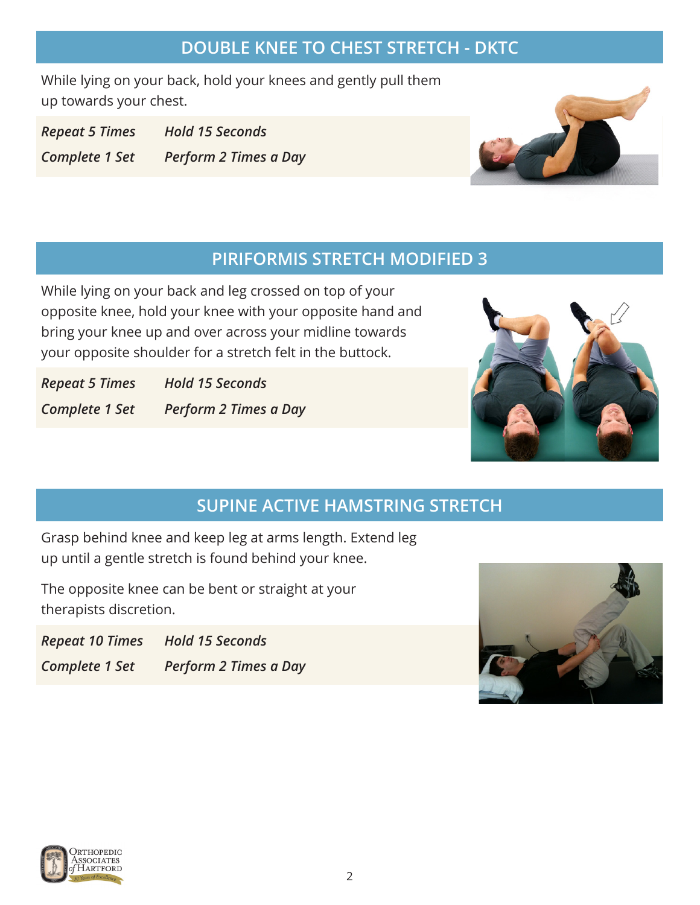## DOUBLE KNEE TO CHEST STRETCH - DKTC

While lying on your back, hold your knees and gently pull them up towards your chest.

*Repeat 5 Times* *Hold 15 Seconds*

*Complete 1 Set* *Perform 2 Times a Day*

## PIRIFORMIS STRETCH MODIFIED 3

While lying on your back and leg crossed on top of your opposite knee, hold your knee with your opposite hand and bring your knee up and over across your midline towards your opposite shoulder for a stretch felt in the buttock.

*Repeat 5 Times* *Hold 15 Seconds*

*Complete 1 Set* *Perform 2 Times a Day*

## SUPINE ACTIVE HAMSTRING STRETCH

Grasp behind knee and keep leg at arms length. Extend leg up until a gentle stretch is found behind your knee.

The opposite knee can be bent or straight at your therapists discretion.

*Repeat 10 Times* *Hold 15 Seconds*

*Complete 1 Set* *Perform 2 Times a Day*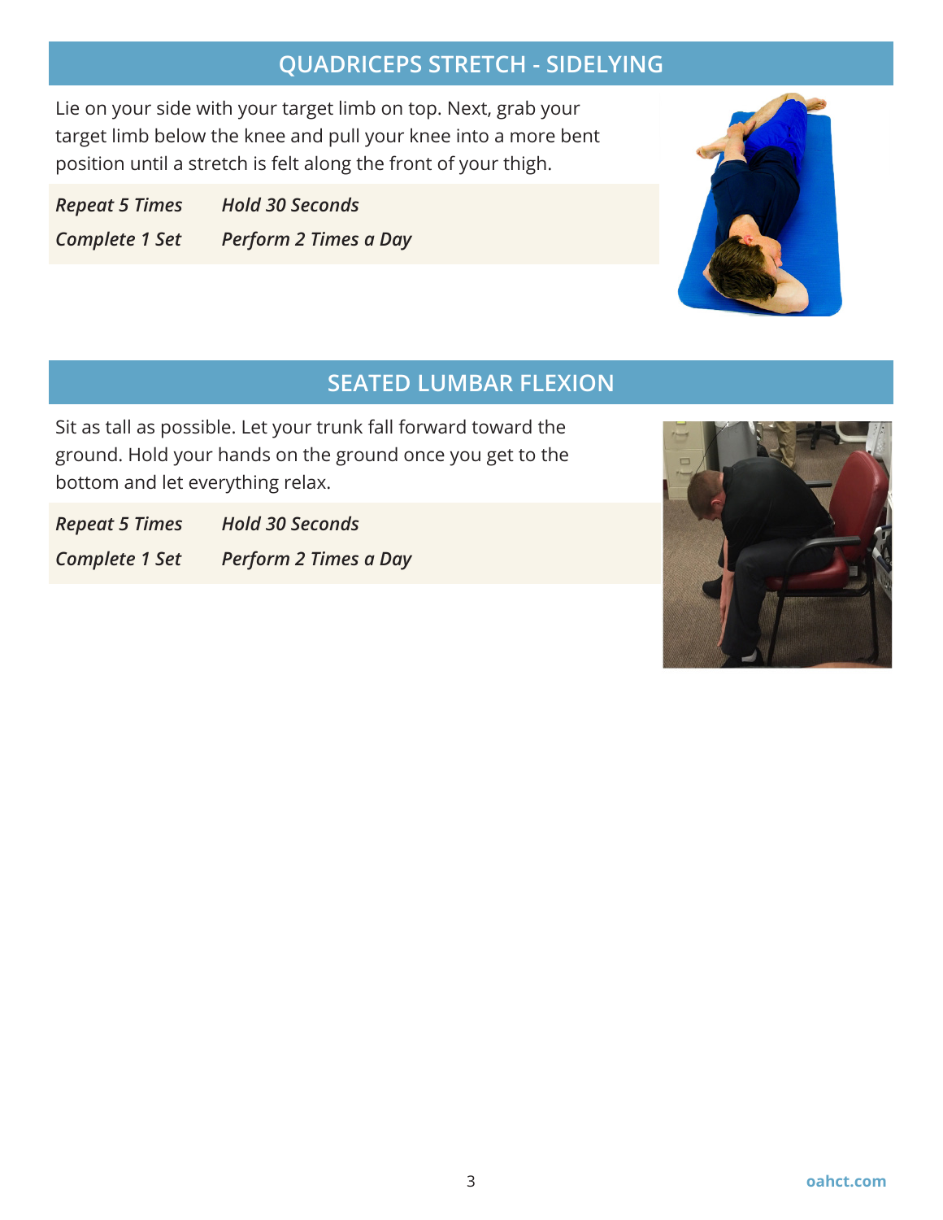## QUADRICEPS STRETCH - SIDELYING

Lie on your side with your target limb on top. Next, grab your target limb below the knee and pull your knee into a more bent position until a stretch is felt along the front of your thigh.

| | |
|---|---|
| *Repeat 5 Times* | *Hold 30 Seconds* |
| *Complete 1 Set* | *Perform 2 Times a Day* |

## SEATED LUMBAR FLEXION

Sit as tall as possible. Let your trunk fall forward toward the ground. Hold your hands on the ground once you get to the bottom and let everything relax.

| | |
|---|---|
| *Repeat 5 Times* | *Hold 30 Seconds* |
| *Complete 1 Set* | *Perform 2 Times a Day* |

oahct.com